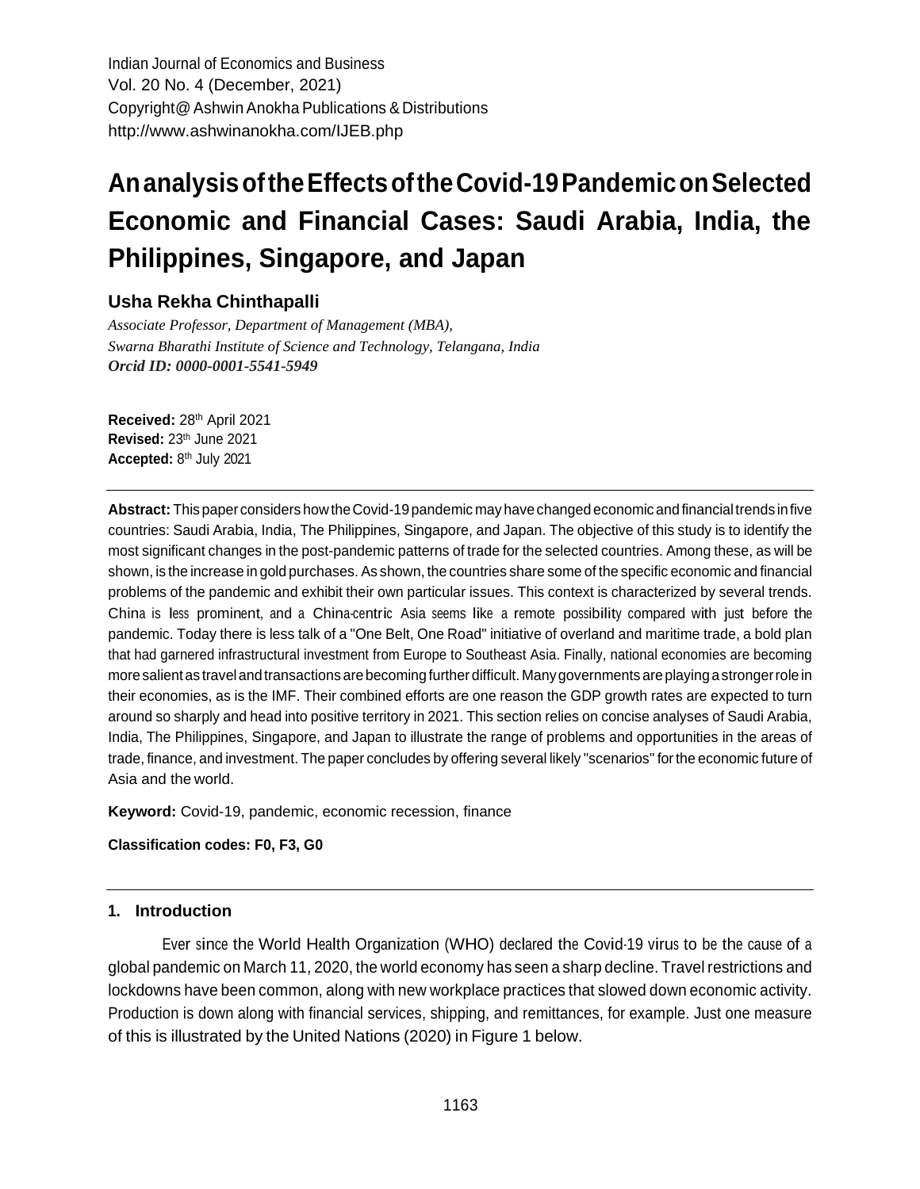Indian Journal of Economics and Business
Vol. 20 No. 4 (December, 2021)
Copyright@ Ashwin Anokha Publications & Distributions
http://www.ashwinanokha.com/IJEB.php

# An analysis of the Effects of the Covid-19 Pandemic on Selected Economic and Financial Cases: Saudi Arabia, India, the Philippines, Singapore, and Japan

## Usha Rekha Chinthapalli

*Associate Professor, Department of Management (MBA),*
*Swarna Bharathi Institute of Science and Technology, Telangana, India*
***Orcid ID: 0000-0001-5541-5949***

**Received:** 28th April 2021
**Revised:** 23th June 2021
**Accepted:** 8th July 2021

---

**Abstract:** This paper considers how the Covid-19 pandemic may have changed economic and financial trends in five countries: Saudi Arabia, India, The Philippines, Singapore, and Japan. The objective of this study is to identify the most significant changes in the post-pandemic patterns of trade for the selected countries. Among these, as will be shown, is the increase in gold purchases. As shown, the countries share some of the specific economic and financial problems of the pandemic and exhibit their own particular issues. This context is characterized by several trends. China is less prominent, and a China-centric Asia seems like a remote possibility compared with just before the pandemic. Today there is less talk of a "One Belt, One Road" initiative of overland and maritime trade, a bold plan that had garnered infrastructural investment from Europe to Southeast Asia. Finally, national economies are becoming more salient as travel and transactions are becoming further difficult. Many governments are playing a stronger role in their economies, as is the IMF. Their combined efforts are one reason the GDP growth rates are expected to turn around so sharply and head into positive territory in 2021. This section relies on concise analyses of Saudi Arabia, India, The Philippines, Singapore, and Japan to illustrate the range of problems and opportunities in the areas of trade, finance, and investment. The paper concludes by offering several likely "scenarios" for the economic future of Asia and the world.

**Keyword:** Covid-19, pandemic, economic recession, finance

**Classification codes: F0, F3, G0**

---

## 1. Introduction

Ever since the World Health Organization (WHO) declared the Covid-19 virus to be the cause of a global pandemic on March 11, 2020, the world economy has seen a sharp decline. Travel restrictions and lockdowns have been common, along with new workplace practices that slowed down economic activity. Production is down along with financial services, shipping, and remittances, for example. Just one measure of this is illustrated by the United Nations (2020) in Figure 1 below.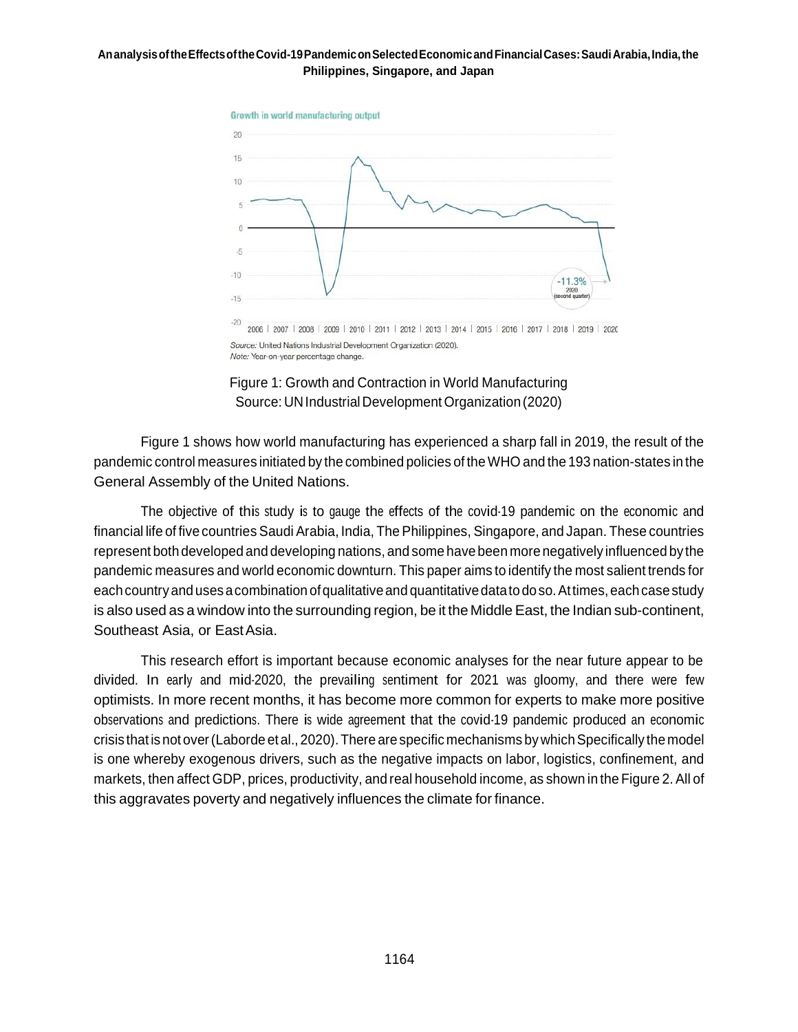Figure 1: Growth and Contraction in World Manufacturing
Source: UN Industrial Development Organization (2020)

Figure 1 shows how world manufacturing has experienced a sharp fall in 2019, the result of the pandemic control measures initiated by the combined policies of the WHO and the 193 nation-states in the General Assembly of the United Nations.

The objective of this study is to gauge the effects of the covid-19 pandemic on the economic and financial life of five countries Saudi Arabia, India, The Philippines, Singapore, and Japan. These countries represent both developed and developing nations, and some have been more negatively influenced by the pandemic measures and world economic downturn. This paper aims to identify the most salient trends for each country and uses a combination of qualitative and quantitative data to do so. At times, each case study is also used as a window into the surrounding region, be it the Middle East, the Indian sub-continent, Southeast Asia, or East Asia.

This research effort is important because economic analyses for the near future appear to be divided. In early and mid-2020, the prevailing sentiment for 2021 was gloomy, and there were few optimists. In more recent months, it has become more common for experts to make more positive observations and predictions. There is wide agreement that the covid-19 pandemic produced an economic crisis that is not over (Laborde et al., 2020). There are specific mechanisms by which Specifically the model is one whereby exogenous drivers, such as the negative impacts on labor, logistics, confinement, and markets, then affect GDP, prices, productivity, and real household income, as shown in the Figure 2. All of this aggravates poverty and negatively influences the climate for finance.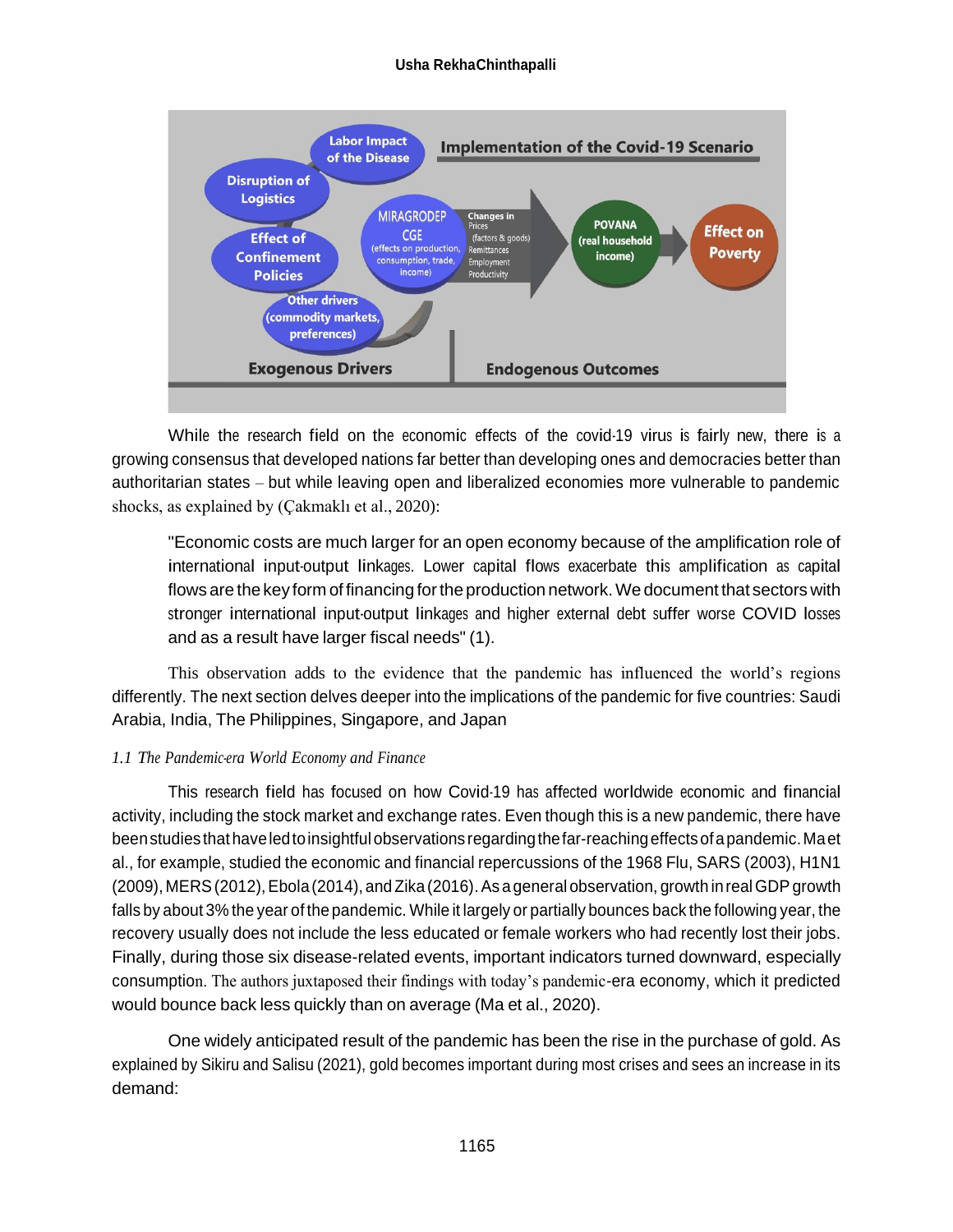While the research field on the economic effects of the covid-19 virus is fairly new, there is a growing consensus that developed nations far better than developing ones and democracies better than authoritarian states – but while leaving open and liberalized economies more vulnerable to pandemic shocks, as explained by (Çakmaklı et al., 2020):

> "Economic costs are much larger for an open economy because of the amplification role of international input-output linkages. Lower capital flows exacerbate this amplification as capital flows are the key form of financing for the production network. We document that sectors with stronger international input-output linkages and higher external debt suffer worse COVID losses and as a result have larger fiscal needs" (1).

This observation adds to the evidence that the pandemic has influenced the world's regions differently. The next section delves deeper into the implications of the pandemic for five countries: Saudi Arabia, India, The Philippines, Singapore, and Japan

### *1.1 The Pandemic-era World Economy and Finance*

This research field has focused on how Covid-19 has affected worldwide economic and financial activity, including the stock market and exchange rates. Even though this is a new pandemic, there have been studies that have led to insightful observations regarding the far-reaching effects of a pandemic. Ma et al., for example, studied the economic and financial repercussions of the 1968 Flu, SARS (2003), H1N1 (2009), MERS (2012), Ebola (2014), and Zika (2016). As a general observation, growth in real GDP growth falls by about 3% the year of the pandemic. While it largely or partially bounces back the following year, the recovery usually does not include the less educated or female workers who had recently lost their jobs. Finally, during those six disease-related events, important indicators turned downward, especially consumption. The authors juxtaposed their findings with today's pandemic-era economy, which it predicted would bounce back less quickly than on average (Ma et al., 2020).

One widely anticipated result of the pandemic has been the rise in the purchase of gold. As explained by Sikiru and Salisu (2021), gold becomes important during most crises and sees an increase in its demand: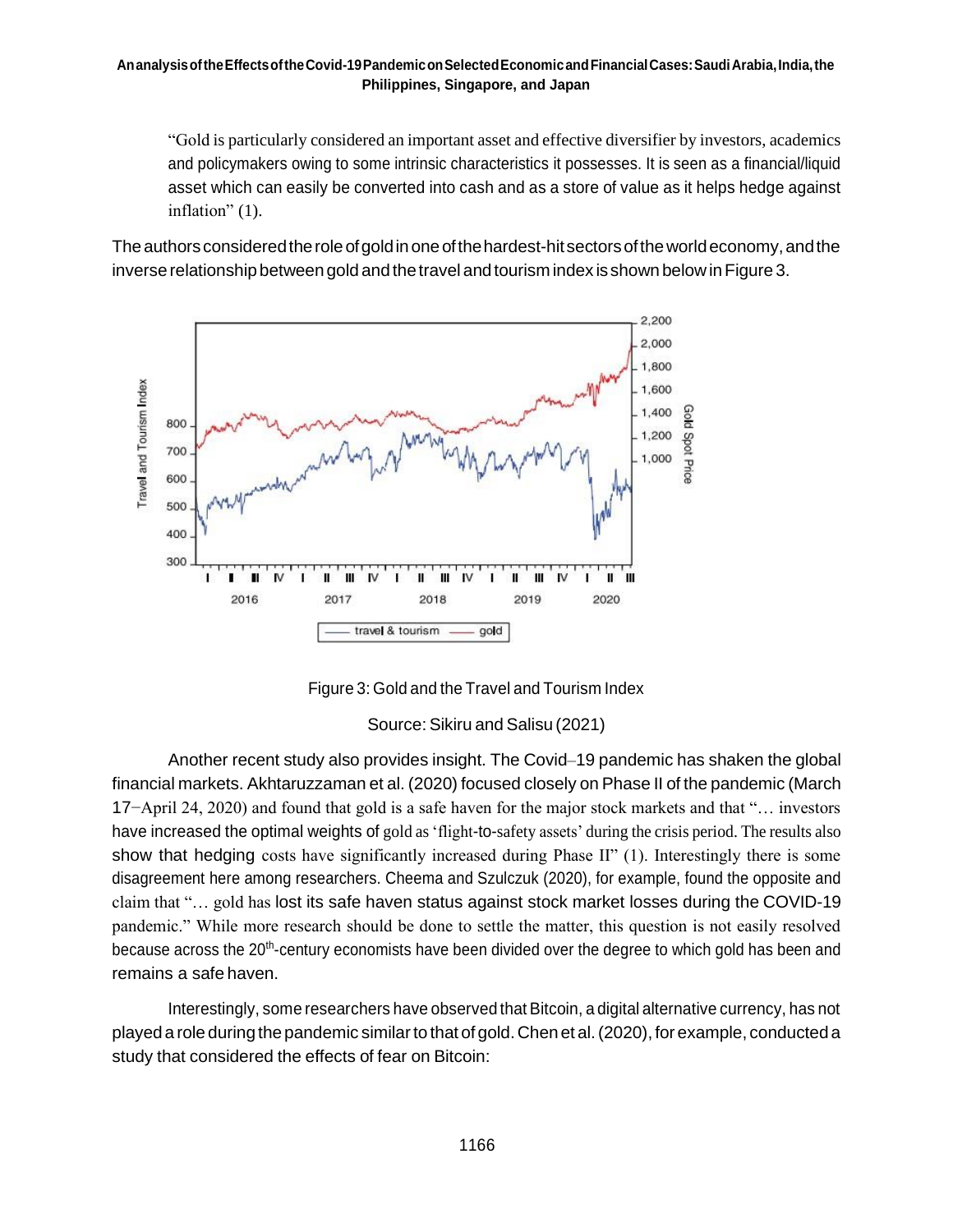"Gold is particularly considered an important asset and effective diversifier by investors, academics and policymakers owing to some intrinsic characteristics it possesses. It is seen as a financial/liquid asset which can easily be converted into cash and as a store of value as it helps hedge against inflation" (1).

The authors considered the role of gold in one of the hardest-hit sectors of the world economy, and the inverse relationship between gold and the travel and tourism index is shown below in Figure 3.

Figure 3: Gold and the Travel and Tourism Index

Source: Sikiru and Salisu (2021)

Another recent study also provides insight. The Covid–19 pandemic has shaken the global financial markets. Akhtaruzzaman et al. (2020) focused closely on Phase II of the pandemic (March 17−April 24, 2020) and found that gold is a safe haven for the major stock markets and that "… investors have increased the optimal weights of gold as 'flight-to-safety assets' during the crisis period. The results also show that hedging costs have significantly increased during Phase II" (1). Interestingly there is some disagreement here among researchers. Cheema and Szulczuk (2020), for example, found the opposite and claim that "… gold has lost its safe haven status against stock market losses during the COVID-19 pandemic." While more research should be done to settle the matter, this question is not easily resolved because across the 20th-century economists have been divided over the degree to which gold has been and remains a safe haven.

Interestingly, some researchers have observed that Bitcoin, a digital alternative currency, has not played a role during the pandemic similar to that of gold. Chen et al. (2020), for example, conducted a study that considered the effects of fear on Bitcoin: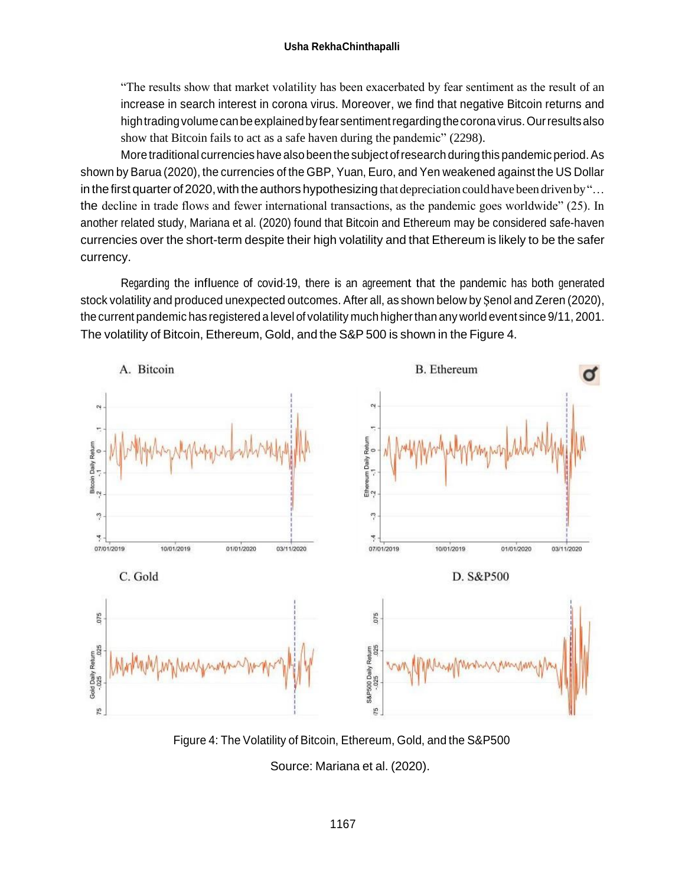"The results show that market volatility has been exacerbated by fear sentiment as the result of an increase in search interest in corona virus. Moreover, we find that negative Bitcoin returns and high trading volume can be explained by fear sentiment regarding the corona virus. Our results also show that Bitcoin fails to act as a safe haven during the pandemic" (2298).

More traditional currencies have also been the subject of research during this pandemic period. As shown by Barua (2020), the currencies of the GBP, Yuan, Euro, and Yen weakened against the US Dollar in the first quarter of 2020, with the authors hypothesizing that depreciation could have been driven by "… the decline in trade flows and fewer international transactions, as the pandemic goes worldwide" (25). In another related study, Mariana et al. (2020) found that Bitcoin and Ethereum may be considered safe-haven currencies over the short-term despite their high volatility and that Ethereum is likely to be the safer currency.

Regarding the influence of covid-19, there is an agreement that the pandemic has both generated stock volatility and produced unexpected outcomes. After all, as shown below by Şenol and Zeren (2020), the current pandemic has registered a level of volatility much higher than any world event since 9/11, 2001. The volatility of Bitcoin, Ethereum, Gold, and the S&P 500 is shown in the Figure 4.

Figure 4: The Volatility of Bitcoin, Ethereum, Gold, and the S&P500

Source: Mariana et al. (2020).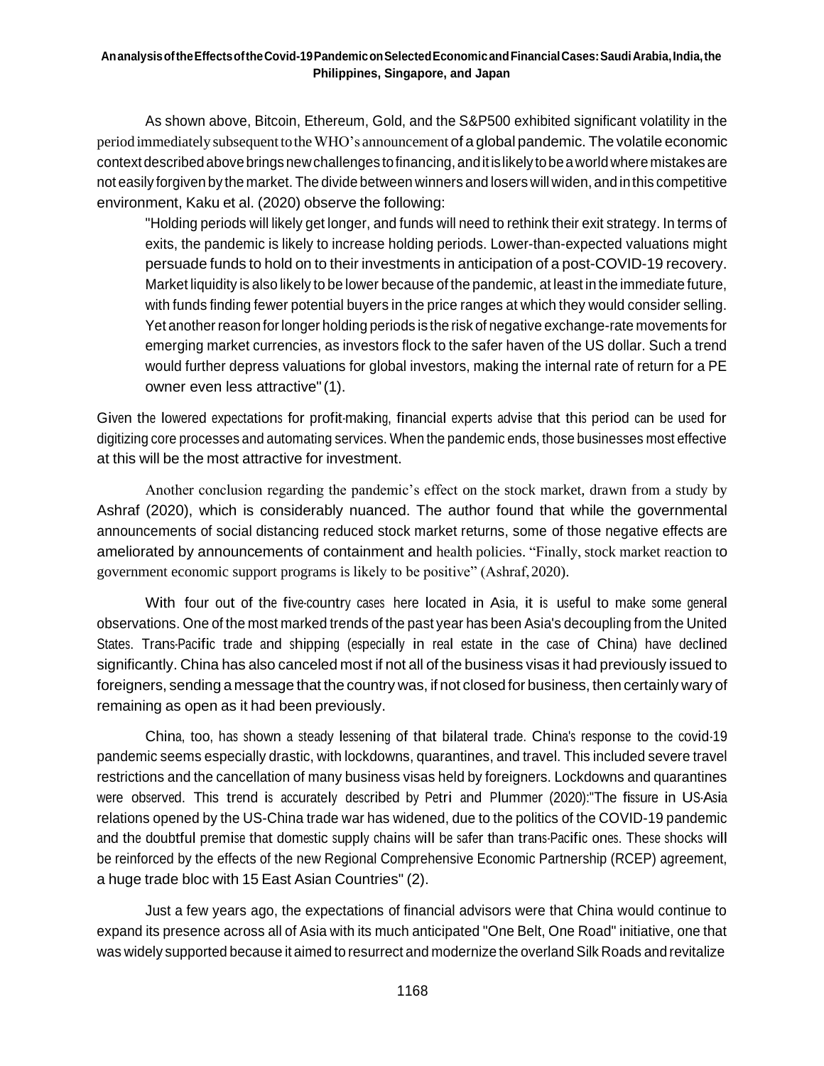As shown above, Bitcoin, Ethereum, Gold, and the S&P500 exhibited significant volatility in the period immediately subsequent to the WHO's announcement of a global pandemic. The volatile economic context described above brings new challenges to financing, and it is likely to be a world where mistakes are not easily forgiven by the market. The divide between winners and losers will widen, and in this competitive environment, Kaku et al. (2020) observe the following:

> "Holding periods will likely get longer, and funds will need to rethink their exit strategy. In terms of exits, the pandemic is likely to increase holding periods. Lower-than-expected valuations might persuade funds to hold on to their investments in anticipation of a post-COVID-19 recovery. Market liquidity is also likely to be lower because of the pandemic, at least in the immediate future, with funds finding fewer potential buyers in the price ranges at which they would consider selling. Yet another reason for longer holding periods is the risk of negative exchange-rate movements for emerging market currencies, as investors flock to the safer haven of the US dollar. Such a trend would further depress valuations for global investors, making the internal rate of return for a PE owner even less attractive" (1).

Given the lowered expectations for profit-making, financial experts advise that this period can be used for digitizing core processes and automating services. When the pandemic ends, those businesses most effective at this will be the most attractive for investment.

Another conclusion regarding the pandemic's effect on the stock market, drawn from a study by Ashraf (2020), which is considerably nuanced. The author found that while the governmental announcements of social distancing reduced stock market returns, some of those negative effects are ameliorated by announcements of containment and health policies. "Finally, stock market reaction to government economic support programs is likely to be positive" (Ashraf, 2020).

With four out of the five-country cases here located in Asia, it is useful to make some general observations. One of the most marked trends of the past year has been Asia's decoupling from the United States. Trans-Pacific trade and shipping (especially in real estate in the case of China) have declined significantly. China has also canceled most if not all of the business visas it had previously issued to foreigners, sending a message that the country was, if not closed for business, then certainly wary of remaining as open as it had been previously.

China, too, has shown a steady lessening of that bilateral trade. China's response to the covid-19 pandemic seems especially drastic, with lockdowns, quarantines, and travel. This included severe travel restrictions and the cancellation of many business visas held by foreigners. Lockdowns and quarantines were observed. This trend is accurately described by Petri and Plummer (2020):"The fissure in US-Asia relations opened by the US-China trade war has widened, due to the politics of the COVID-19 pandemic and the doubtful premise that domestic supply chains will be safer than trans-Pacific ones. These shocks will be reinforced by the effects of the new Regional Comprehensive Economic Partnership (RCEP) agreement, a huge trade bloc with 15 East Asian Countries" (2).

Just a few years ago, the expectations of financial advisors were that China would continue to expand its presence across all of Asia with its much anticipated "One Belt, One Road" initiative, one that was widely supported because it aimed to resurrect and modernize the overland Silk Roads and revitalize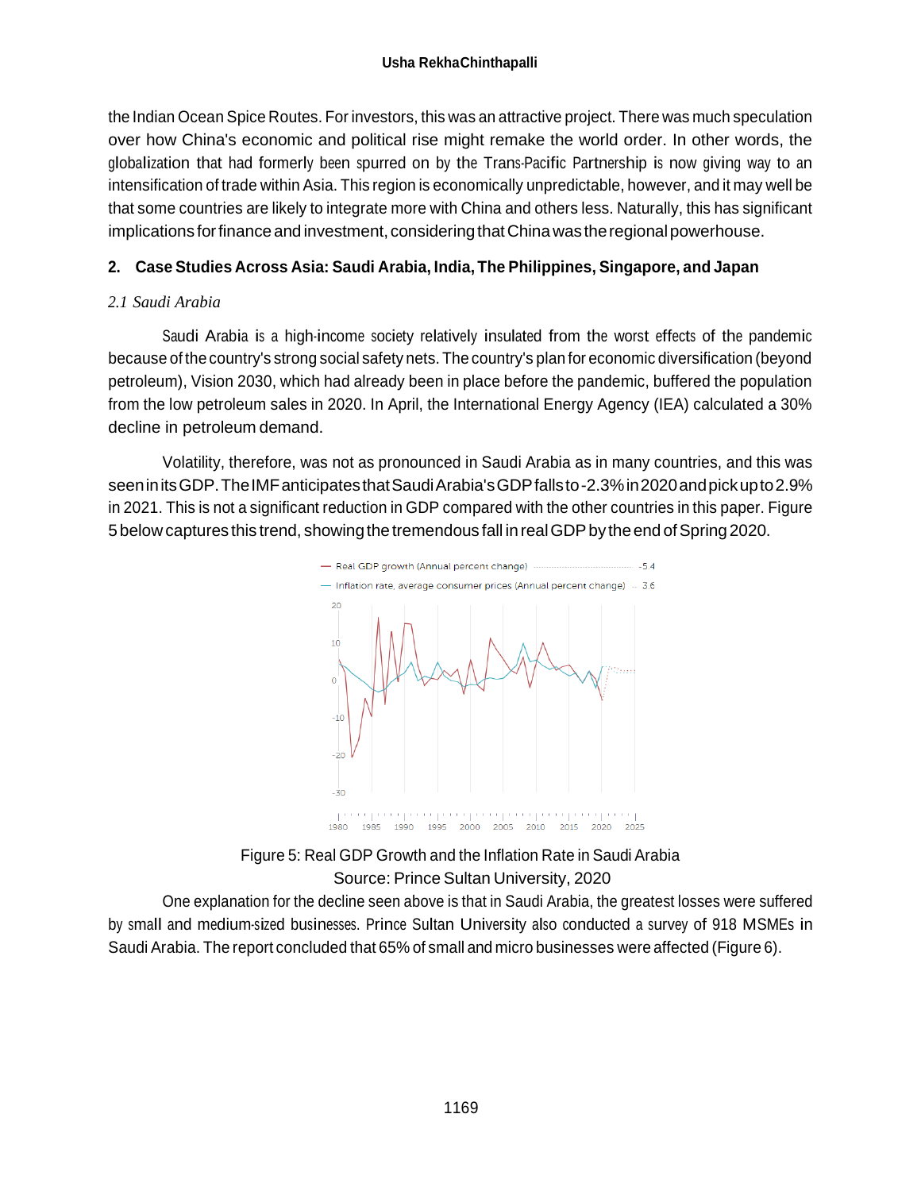the Indian Ocean Spice Routes. For investors, this was an attractive project. There was much speculation over how China's economic and political rise might remake the world order. In other words, the globalization that had formerly been spurred on by the Trans-Pacific Partnership is now giving way to an intensification of trade within Asia. This region is economically unpredictable, however, and it may well be that some countries are likely to integrate more with China and others less. Naturally, this has significant implications for finance and investment, considering that China was the regional powerhouse.

## 2. Case Studies Across Asia: Saudi Arabia, India, The Philippines, Singapore, and Japan

### *2.1 Saudi Arabia*

Saudi Arabia is a high-income society relatively insulated from the worst effects of the pandemic because of the country's strong social safety nets. The country's plan for economic diversification (beyond petroleum), Vision 2030, which had already been in place before the pandemic, buffered the population from the low petroleum sales in 2020. In April, the International Energy Agency (IEA) calculated a 30% decline in petroleum demand.

Volatility, therefore, was not as pronounced in Saudi Arabia as in many countries, and this was seen in its GDP. The IMF anticipates that Saudi Arabia's GDP falls to -2.3% in 2020 and pick up to 2.9% in 2021. This is not a significant reduction in GDP compared with the other countries in this paper. Figure 5 below captures this trend, showing the tremendous fall in real GDP by the end of Spring 2020.

Figure 5: Real GDP Growth and the Inflation Rate in Saudi Arabia
Source: Prince Sultan University, 2020

One explanation for the decline seen above is that in Saudi Arabia, the greatest losses were suffered by small and medium-sized businesses. Prince Sultan University also conducted a survey of 918 MSMEs in Saudi Arabia. The report concluded that 65% of small and micro businesses were affected (Figure 6).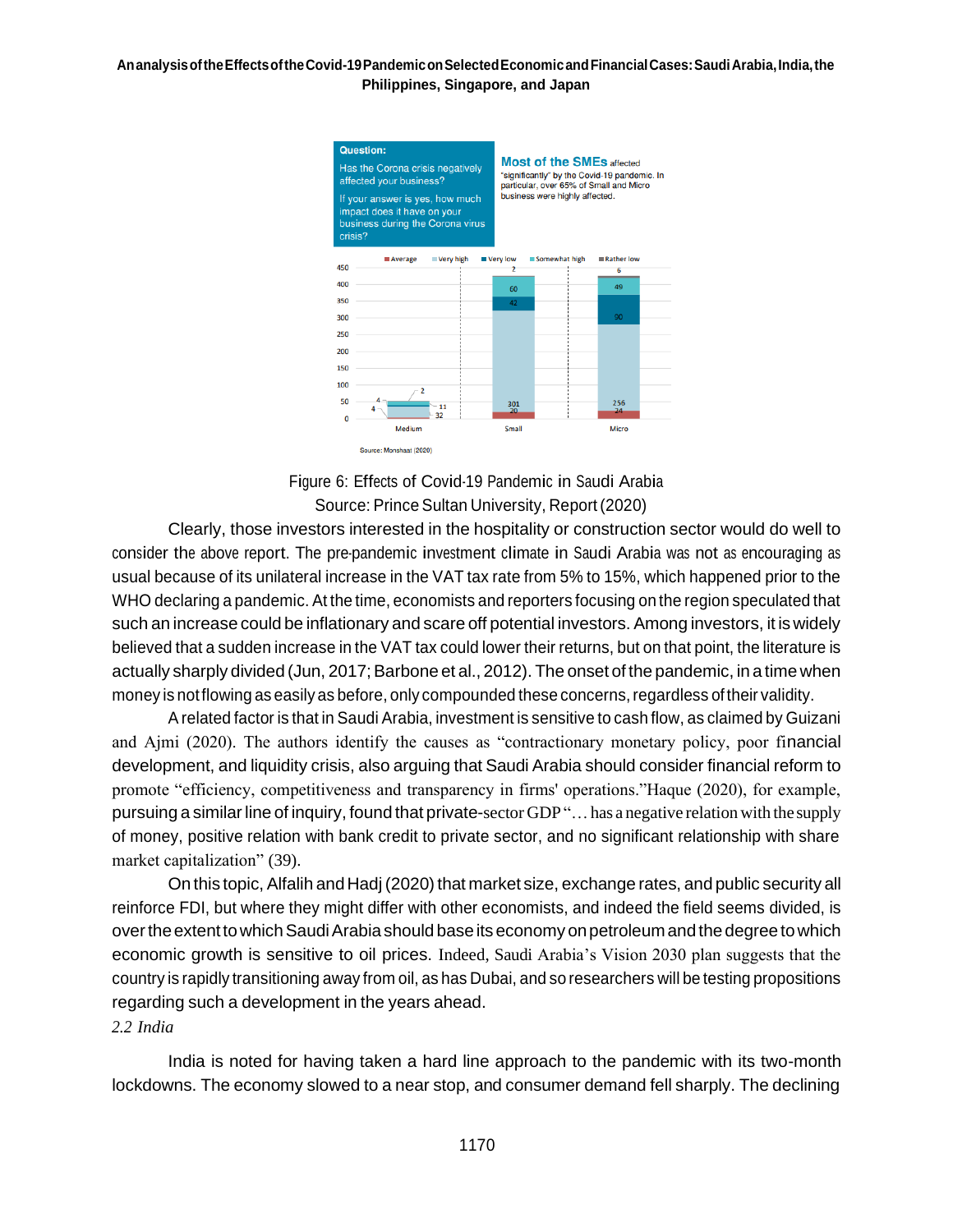Figure 6: Effects of Covid-19 Pandemic in Saudi Arabia
Source: Prince Sultan University, Report (2020)

Clearly, those investors interested in the hospitality or construction sector would do well to consider the above report. The pre-pandemic investment climate in Saudi Arabia was not as encouraging as usual because of its unilateral increase in the VAT tax rate from 5% to 15%, which happened prior to the WHO declaring a pandemic. At the time, economists and reporters focusing on the region speculated that such an increase could be inflationary and scare off potential investors. Among investors, it is widely believed that a sudden increase in the VAT tax could lower their returns, but on that point, the literature is actually sharply divided (Jun, 2017; Barbone et al., 2012). The onset of the pandemic, in a time when money is not flowing as easily as before, only compounded these concerns, regardless of their validity.

A related factor is that in Saudi Arabia, investment is sensitive to cash flow, as claimed by Guizani and Ajmi (2020). The authors identify the causes as "contractionary monetary policy, poor financial development, and liquidity crisis, also arguing that Saudi Arabia should consider financial reform to promote "efficiency, competitiveness and transparency in firms' operations."Haque (2020), for example, pursuing a similar line of inquiry, found that private-sector GDP "… has a negative relation with the supply of money, positive relation with bank credit to private sector, and no significant relationship with share market capitalization" (39).

On this topic, Alfalih and Hadj (2020) that market size, exchange rates, and public security all reinforce FDI, but where they might differ with other economists, and indeed the field seems divided, is over the extent to which Saudi Arabia should base its economy on petroleum and the degree to which economic growth is sensitive to oil prices. Indeed, Saudi Arabia's Vision 2030 plan suggests that the country is rapidly transitioning away from oil, as has Dubai, and so researchers will be testing propositions regarding such a development in the years ahead.

*2.2 India*

India is noted for having taken a hard line approach to the pandemic with its two-month lockdowns. The economy slowed to a near stop, and consumer demand fell sharply. The declining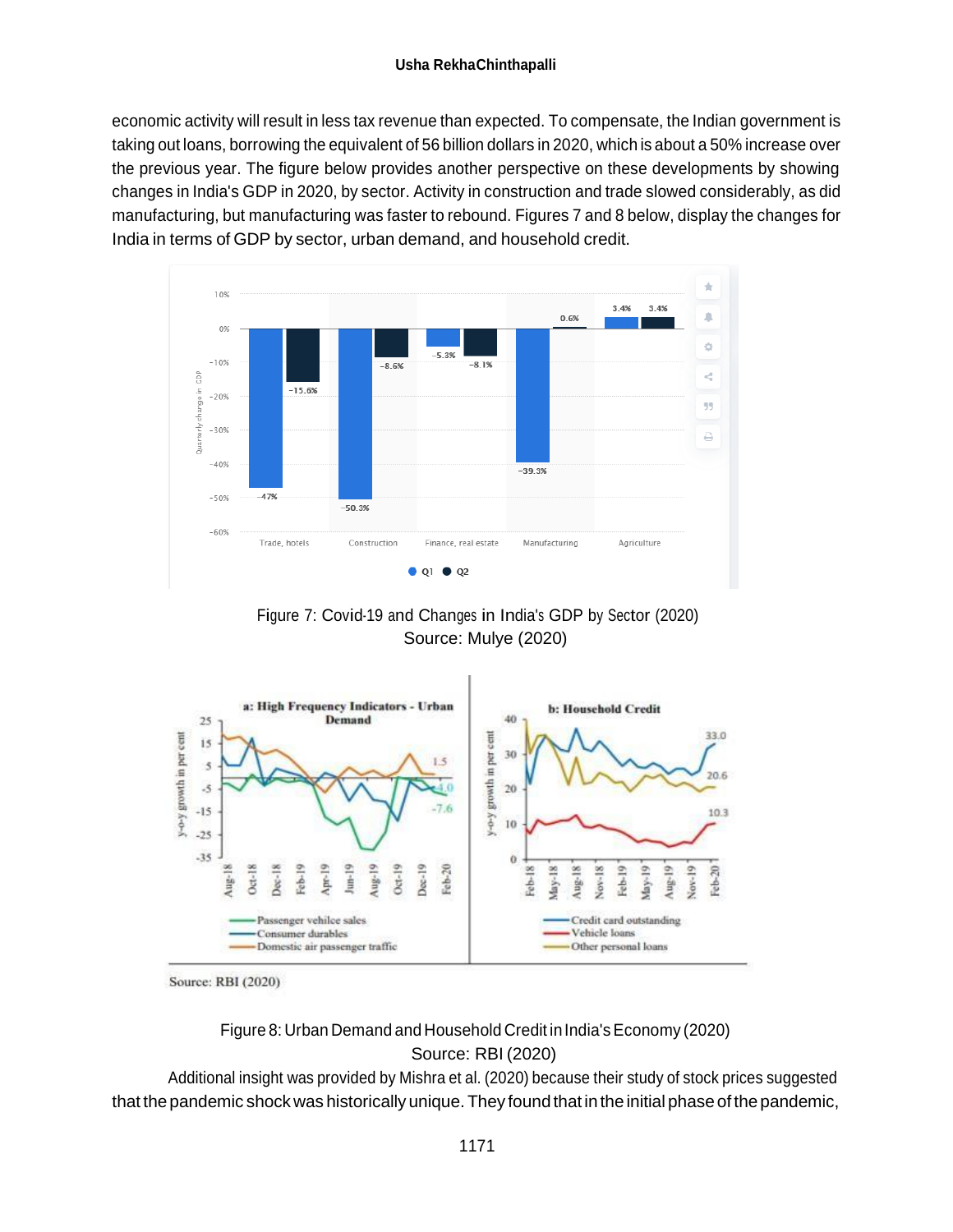economic activity will result in less tax revenue than expected. To compensate, the Indian government is taking out loans, borrowing the equivalent of 56 billion dollars in 2020, which is about a 50% increase over the previous year. The figure below provides another perspective on these developments by showing changes in India's GDP in 2020, by sector. Activity in construction and trade slowed considerably, as did manufacturing, but manufacturing was faster to rebound. Figures 7 and 8 below, display the changes for India in terms of GDP by sector, urban demand, and household credit.

Figure 7: Covid-19 and Changes in India's GDP by Sector (2020)
Source: Mulye (2020)

Source: RBI (2020)

Figure 8: Urban Demand and Household Credit in India's Economy (2020)
Source: RBI (2020)

Additional insight was provided by Mishra et al. (2020) because their study of stock prices suggested that the pandemic shock was historically unique. They found that in the initial phase of the pandemic,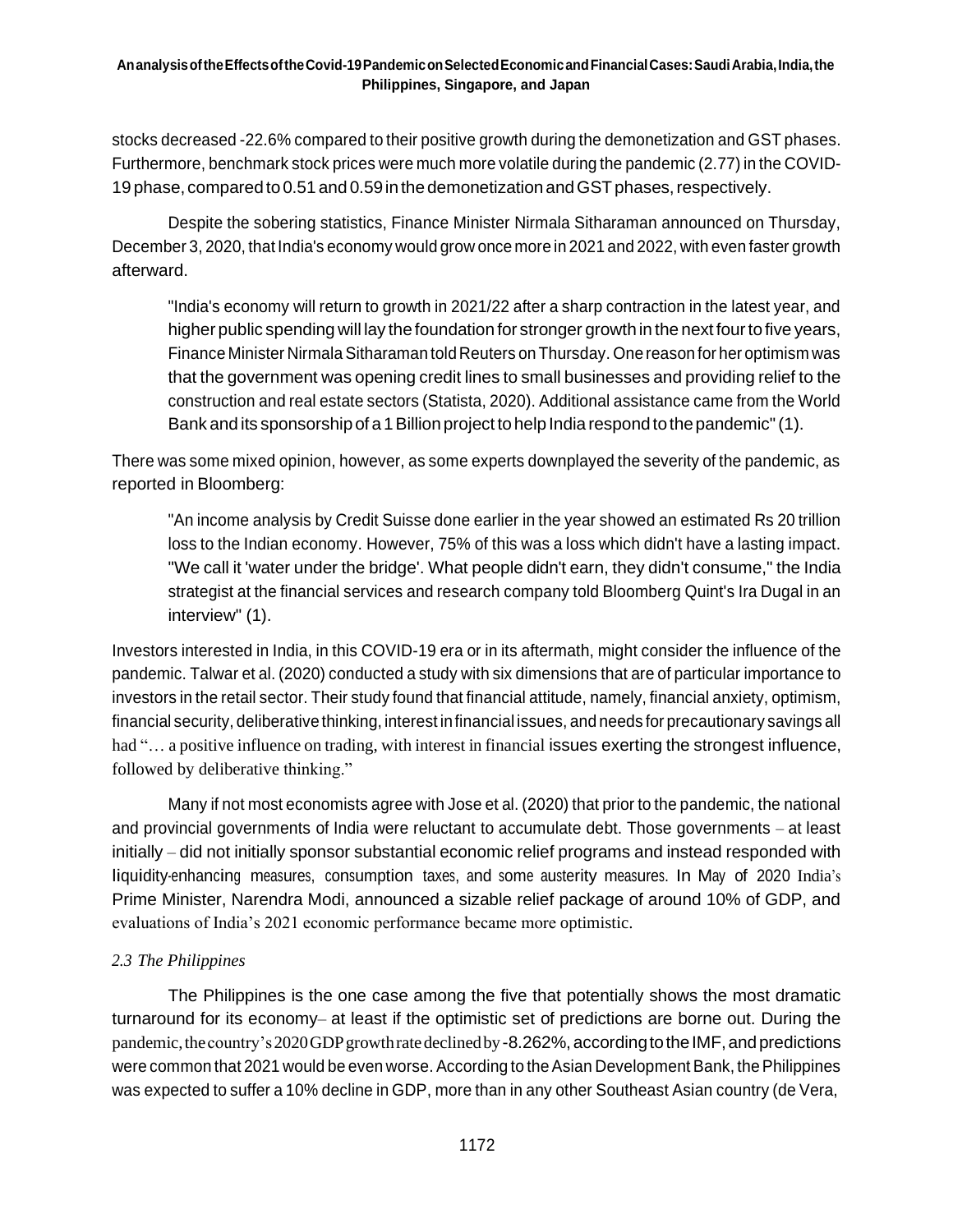stocks decreased -22.6% compared to their positive growth during the demonetization and GST phases. Furthermore, benchmark stock prices were much more volatile during the pandemic (2.77) in the COVID-19 phase, compared to 0.51 and 0.59 in the demonetization and GST phases, respectively.

Despite the sobering statistics, Finance Minister Nirmala Sitharaman announced on Thursday, December 3, 2020, that India's economy would grow once more in 2021 and 2022, with even faster growth afterward.

> "India's economy will return to growth in 2021/22 after a sharp contraction in the latest year, and higher public spending will lay the foundation for stronger growth in the next four to five years, Finance Minister Nirmala Sitharaman told Reuters on Thursday. One reason for her optimism was that the government was opening credit lines to small businesses and providing relief to the construction and real estate sectors (Statista, 2020). Additional assistance came from the World Bank and its sponsorship of a 1 Billion project to help India respond to the pandemic" (1).

There was some mixed opinion, however, as some experts downplayed the severity of the pandemic, as reported in Bloomberg:

> "An income analysis by Credit Suisse done earlier in the year showed an estimated Rs 20 trillion loss to the Indian economy. However, 75% of this was a loss which didn't have a lasting impact. "We call it 'water under the bridge'. What people didn't earn, they didn't consume," the India strategist at the financial services and research company told Bloomberg Quint's Ira Dugal in an interview" (1).

Investors interested in India, in this COVID-19 era or in its aftermath, might consider the influence of the pandemic. Talwar et al. (2020) conducted a study with six dimensions that are of particular importance to investors in the retail sector. Their study found that financial attitude, namely, financial anxiety, optimism, financial security, deliberative thinking, interest in financial issues, and needs for precautionary savings all had "… a positive influence on trading, with interest in financial issues exerting the strongest influence, followed by deliberative thinking."

Many if not most economists agree with Jose et al. (2020) that prior to the pandemic, the national and provincial governments of India were reluctant to accumulate debt. Those governments – at least initially – did not initially sponsor substantial economic relief programs and instead responded with liquidity-enhancing measures, consumption taxes, and some austerity measures. In May of 2020 India's Prime Minister, Narendra Modi, announced a sizable relief package of around 10% of GDP, and evaluations of India's 2021 economic performance became more optimistic.

### *2.3 The Philippines*

The Philippines is the one case among the five that potentially shows the most dramatic turnaround for its economy– at least if the optimistic set of predictions are borne out. During the pandemic, the country's 2020 GDP growth rate declined by -8.262%, according to the IMF, and predictions were common that 2021 would be even worse. According to the Asian Development Bank, the Philippines was expected to suffer a 10% decline in GDP, more than in any other Southeast Asian country (de Vera,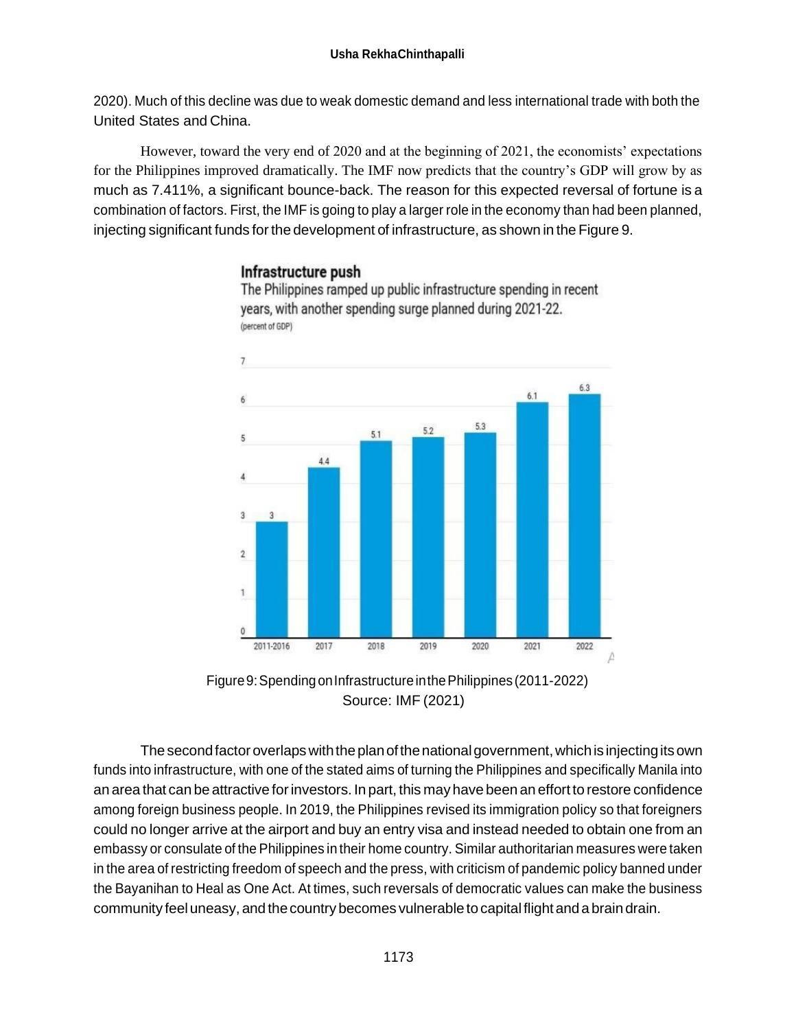2020). Much of this decline was due to weak domestic demand and less international trade with both the United States and China.

However, toward the very end of 2020 and at the beginning of 2021, the economists' expectations for the Philippines improved dramatically. The IMF now predicts that the country's GDP will grow by as much as 7.411%, a significant bounce-back. The reason for this expected reversal of fortune is a combination of factors. First, the IMF is going to play a larger role in the economy than had been planned, injecting significant funds for the development of infrastructure, as shown in the Figure 9.

**Infrastructure push**

The Philippines ramped up public infrastructure spending in recent years, with another spending surge planned during 2021-22.

(percent of GDP)

| 2011-2016 | 2017 | 2018 | 2019 | 2020 | 2021 | 2022 |
|---|---|---|---|---|---|---|
| 3 | 4.4 | 5.1 | 5.2 | 5.3 | 6.1 | 6.3 |

Figure 9: Spending on Infrastructure in the Philippines (2011-2022)
Source: IMF (2021)

The second factor overlaps with the plan of the national government, which is injecting its own funds into infrastructure, with one of the stated aims of turning the Philippines and specifically Manila into an area that can be attractive for investors. In part, this may have been an effort to restore confidence among foreign business people. In 2019, the Philippines revised its immigration policy so that foreigners could no longer arrive at the airport and buy an entry visa and instead needed to obtain one from an embassy or consulate of the Philippines in their home country. Similar authoritarian measures were taken in the area of restricting freedom of speech and the press, with criticism of pandemic policy banned under the Bayanihan to Heal as One Act. At times, such reversals of democratic values can make the business community feel uneasy, and the country becomes vulnerable to capital flight and a brain drain.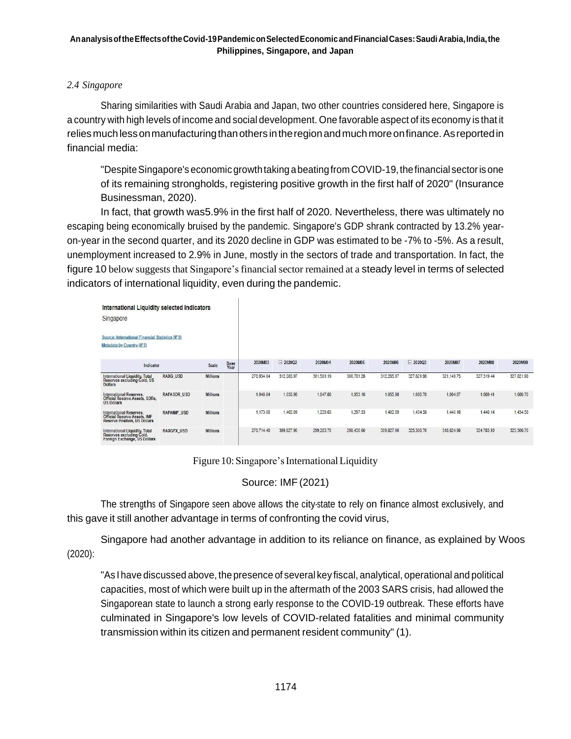### *2.4 Singapore*

Sharing similarities with Saudi Arabia and Japan, two other countries considered here, Singapore is a country with high levels of income and social development. One favorable aspect of its economy is that it relies much less on manufacturing than others in the region and much more on finance. As reported in financial media:

> "Despite Singapore's economic growth taking a beating from COVID-19, the financial sector is one of its remaining strongholds, registering positive growth in the first half of 2020" (Insurance Businessman, 2020).

In fact, that growth was5.9% in the first half of 2020. Nevertheless, there was ultimately no escaping being economically bruised by the pandemic. Singapore's GDP shrank contracted by 13.2% year-on-year in the second quarter, and its 2020 decline in GDP was estimated to be -7% to -5%. As a result, unemployment increased to 2.9% in June, mostly in the sectors of trade and transportation. In fact, the figure 10 below suggests that Singapore's financial sector remained at a steady level in terms of selected indicators of international liquidity, even during the pandemic.

**International Liquidity selected indicators**
Singapore

Source: International Financial Statistics (IFS)
Metadata by Country (IFS)

| Indicator | | Scale | Base Year | 2020M03 | 2020Q2 | 2020M04 | 2020M05 | 2020M06 | 2020Q3 | 2020M07 | 2020M08 | 2020M09 |
|---|---|---|---|---|---|---|---|---|---|---|---|---|
| International Liquidity, Total Reserves excluding Gold, US Dollars | RAXG_USD | Millions | | 278,934.64 | 312,285.97 | 301,581.19 | 300,781.28 | 312,285.97 | 327,821.98 | 321,149.75 | 327,319.44 | 327,821.98 |
| International Reserves, Official Reserve Assets, SDRs, US Dollars | RAFASDR_USD | Millions | | 1,046.64 | 1,055.98 | 1,047.66 | 1,053.16 | 1,055.98 | 1,080.70 | 1,084.67 | 1,089.41 | 1,080.70 |
| International Reserves, Official Reserve Assets, IMF Reserve Position, US Dollars | RAFAIMF_USD | Millions | | 1,173.60 | 1,402.09 | 1,229.63 | 1,297.53 | 1,402.09 | 1,434.58 | 1,440.18 | 1,446.14 | 1,434.58 |
| International Liquidity, Total Reserves excluding Gold, Foreign Exchange, US Dollars | RAXGFX_USD | Millions | | 276,714.40 | 309,827.90 | 299,283.70 | 298,430.60 | 309,827.90 | 325,306.70 | 318,624.90 | 324,783.90 | 325,306.70 |

Figure 10: Singapore's International Liquidity

Source: IMF (2021)

The strengths of Singapore seen above allows the city-state to rely on finance almost exclusively, and this gave it still another advantage in terms of confronting the covid virus,

Singapore had another advantage in addition to its reliance on finance, as explained by Woos (2020):

> "As I have discussed above, the presence of several key fiscal, analytical, operational and political capacities, most of which were built up in the aftermath of the 2003 SARS crisis, had allowed the Singaporean state to launch a strong early response to the COVID-19 outbreak. These efforts have culminated in Singapore's low levels of COVID-related fatalities and minimal community transmission within its citizen and permanent resident community" (1).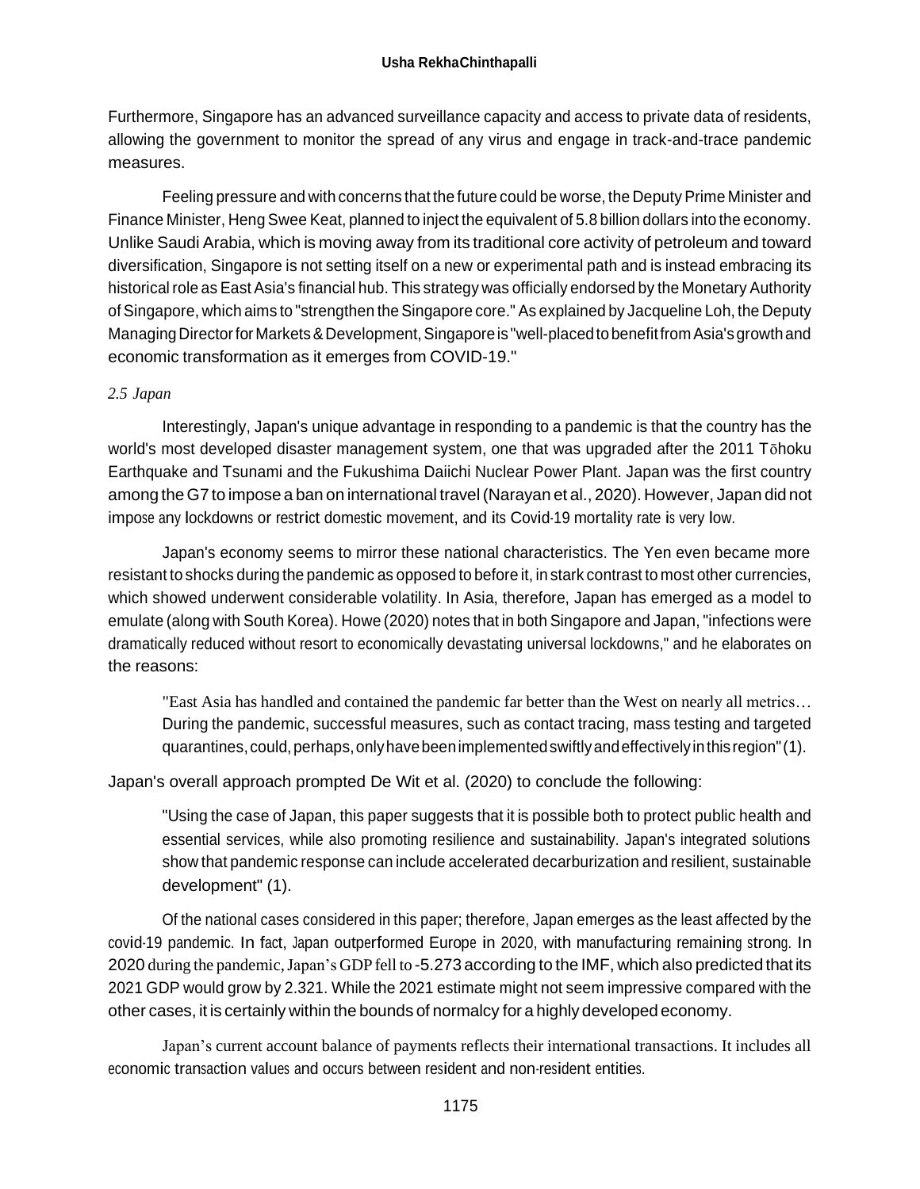Furthermore, Singapore has an advanced surveillance capacity and access to private data of residents, allowing the government to monitor the spread of any virus and engage in track-and-trace pandemic measures.

Feeling pressure and with concerns that the future could be worse, the Deputy Prime Minister and Finance Minister, Heng Swee Keat, planned to inject the equivalent of 5.8 billion dollars into the economy. Unlike Saudi Arabia, which is moving away from its traditional core activity of petroleum and toward diversification, Singapore is not setting itself on a new or experimental path and is instead embracing its historical role as East Asia's financial hub. This strategy was officially endorsed by the Monetary Authority of Singapore, which aims to "strengthen the Singapore core." As explained by Jacqueline Loh, the Deputy Managing Director for Markets & Development, Singapore is "well-placed to benefit from Asia's growth and economic transformation as it emerges from COVID-19."

### *2.5 Japan*

Interestingly, Japan's unique advantage in responding to a pandemic is that the country has the world's most developed disaster management system, one that was upgraded after the 2011 Tōhoku Earthquake and Tsunami and the Fukushima Daiichi Nuclear Power Plant. Japan was the first country among the G7 to impose a ban on international travel (Narayan et al., 2020). However, Japan did not impose any lockdowns or restrict domestic movement, and its Covid-19 mortality rate is very low.

Japan's economy seems to mirror these national characteristics. The Yen even became more resistant to shocks during the pandemic as opposed to before it, in stark contrast to most other currencies, which showed underwent considerable volatility. In Asia, therefore, Japan has emerged as a model to emulate (along with South Korea). Howe (2020) notes that in both Singapore and Japan, "infections were dramatically reduced without resort to economically devastating universal lockdowns," and he elaborates on the reasons:

> "East Asia has handled and contained the pandemic far better than the West on nearly all metrics… During the pandemic, successful measures, such as contact tracing, mass testing and targeted quarantines, could, perhaps, only have been implemented swiftly and effectively in this region" (1).

Japan's overall approach prompted De Wit et al. (2020) to conclude the following:

> "Using the case of Japan, this paper suggests that it is possible both to protect public health and essential services, while also promoting resilience and sustainability. Japan's integrated solutions show that pandemic response can include accelerated decarburization and resilient, sustainable development" (1).

Of the national cases considered in this paper; therefore, Japan emerges as the least affected by the covid-19 pandemic. In fact, Japan outperformed Europe in 2020, with manufacturing remaining strong. In 2020 during the pandemic, Japan's GDP fell to -5.273 according to the IMF, which also predicted that its 2021 GDP would grow by 2.321. While the 2021 estimate might not seem impressive compared with the other cases, it is certainly within the bounds of normalcy for a highly developed economy.

Japan's current account balance of payments reflects their international transactions. It includes all economic transaction values and occurs between resident and non-resident entities.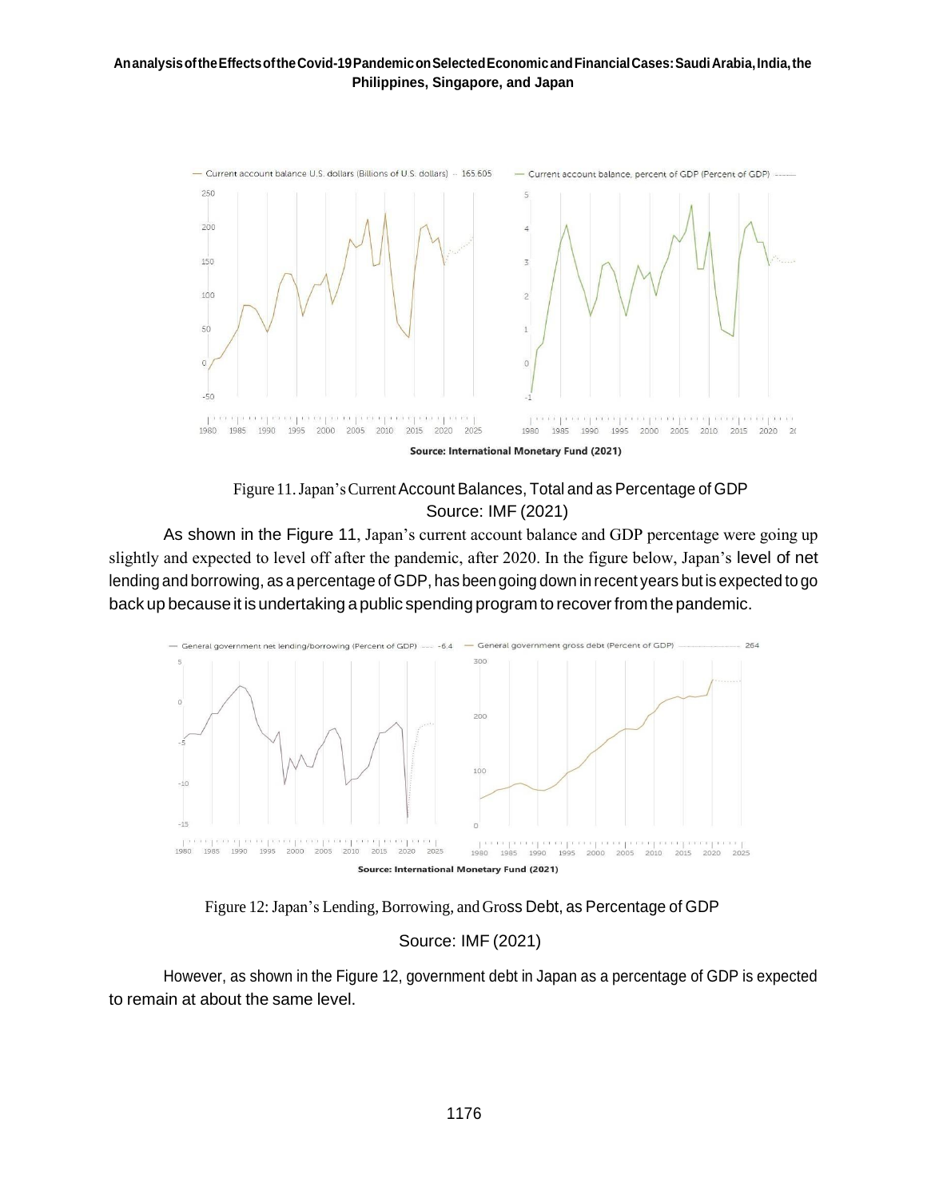Figure 11. Japan's Current Account Balances, Total and as Percentage of GDP
Source: IMF (2021)

As shown in the Figure 11, Japan's current account balance and GDP percentage were going up slightly and expected to level off after the pandemic, after 2020. In the figure below, Japan's level of net lending and borrowing, as a percentage of GDP, has been going down in recent years but is expected to go back up because it is undertaking a public spending program to recover from the pandemic.

Figure 12: Japan's Lending, Borrowing, and Gross Debt, as Percentage of GDP

Source: IMF (2021)

However, as shown in the Figure 12, government debt in Japan as a percentage of GDP is expected to remain at about the same level.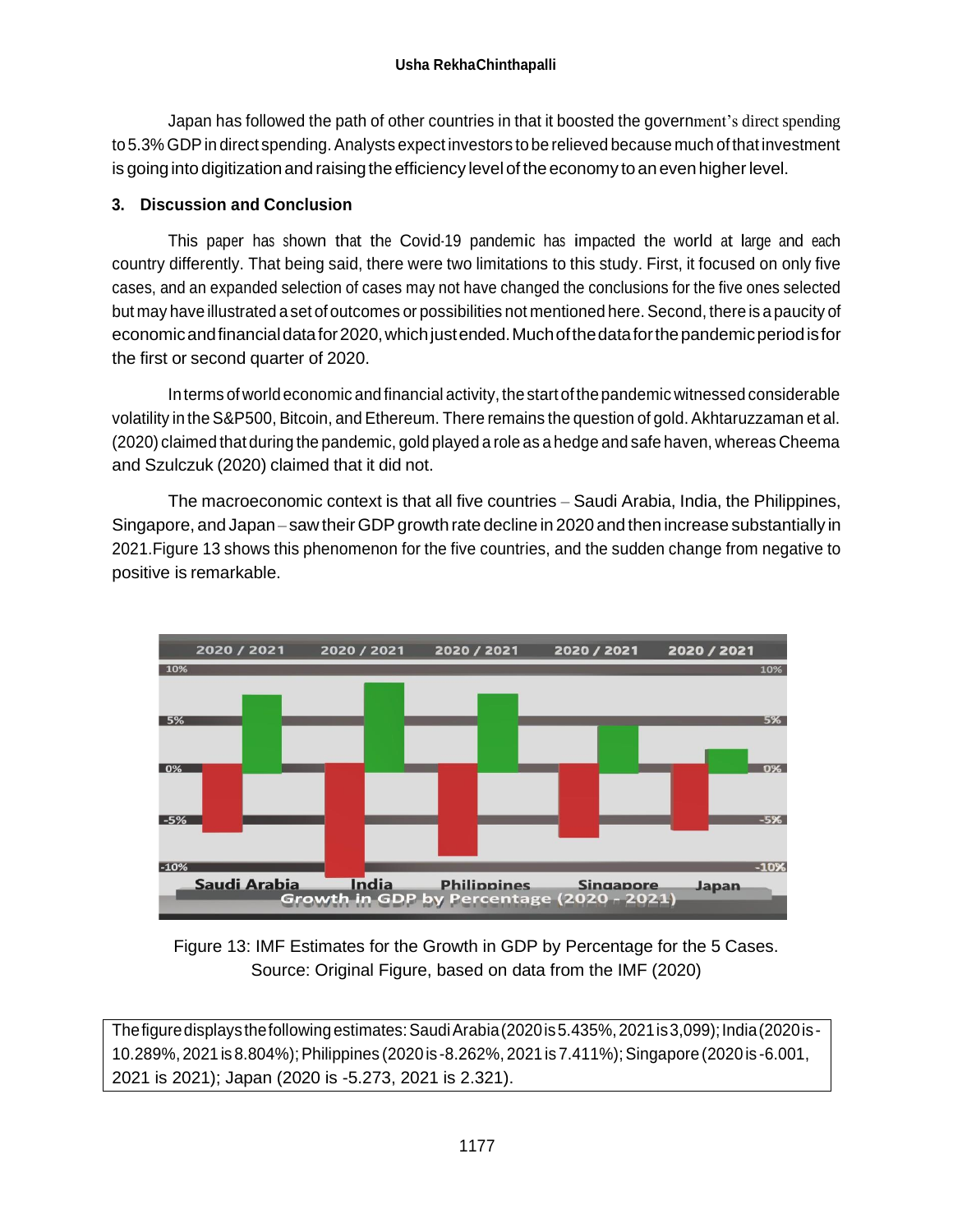Japan has followed the path of other countries in that it boosted the government's direct spending to 5.3% GDP in direct spending. Analysts expect investors to be relieved because much of that investment is going into digitization and raising the efficiency level of the economy to an even higher level.

### 3. Discussion and Conclusion

This paper has shown that the Covid-19 pandemic has impacted the world at large and each country differently. That being said, there were two limitations to this study. First, it focused on only five cases, and an expanded selection of cases may not have changed the conclusions for the five ones selected but may have illustrated a set of outcomes or possibilities not mentioned here. Second, there is a paucity of economic and financial data for 2020, which just ended. Much of the data for the pandemic period is for the first or second quarter of 2020.

In terms of world economic and financial activity, the start of the pandemic witnessed considerable volatility in the S&P500, Bitcoin, and Ethereum. There remains the question of gold. Akhtaruzzaman et al. (2020) claimed that during the pandemic, gold played a role as a hedge and safe haven, whereas Cheema and Szulczuk (2020) claimed that it did not.

The macroeconomic context is that all five countries – Saudi Arabia, India, the Philippines, Singapore, and Japan – saw their GDP growth rate decline in 2020 and then increase substantially in 2021. Figure 13 shows this phenomenon for the five countries, and the sudden change from negative to positive is remarkable.

Figure 13: IMF Estimates for the Growth in GDP by Percentage for the 5 Cases.
Source: Original Figure, based on data from the IMF (2020)

The figure displays the following estimates: Saudi Arabia (2020 is 5.435%, 2021 is 3,099); India (2020 is -10.289%, 2021 is 8.804%); Philippines (2020 is -8.262%, 2021 is 7.411%); Singapore (2020 is -6.001, 2021 is 2021); Japan (2020 is -5.273, 2021 is 2.321).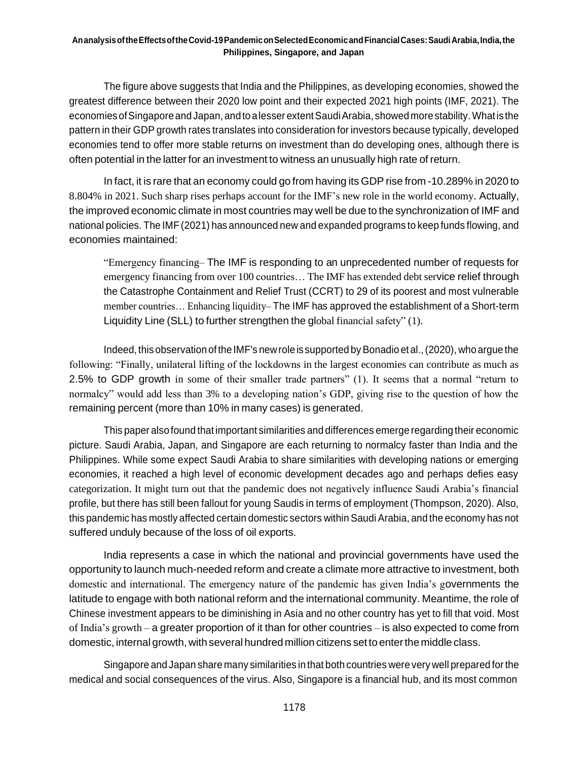The figure above suggests that India and the Philippines, as developing economies, showed the greatest difference between their 2020 low point and their expected 2021 high points (IMF, 2021). The economies of Singapore and Japan, and to a lesser extent Saudi Arabia, showed more stability. What is the pattern in their GDP growth rates translates into consideration for investors because typically, developed economies tend to offer more stable returns on investment than do developing ones, although there is often potential in the latter for an investment to witness an unusually high rate of return.

In fact, it is rare that an economy could go from having its GDP rise from -10.289% in 2020 to 8.804% in 2021. Such sharp rises perhaps account for the IMF's new role in the world economy. Actually, the improved economic climate in most countries may well be due to the synchronization of IMF and national policies. The IMF (2021) has announced new and expanded programs to keep funds flowing, and economies maintained:

> "Emergency financing– The IMF is responding to an unprecedented number of requests for emergency financing from over 100 countries… The IMF has extended debt service relief through the Catastrophe Containment and Relief Trust (CCRT) to 29 of its poorest and most vulnerable member countries… Enhancing liquidity– The IMF has approved the establishment of a Short-term Liquidity Line (SLL) to further strengthen the global financial safety" (1).

Indeed, this observation of the IMF's new role is supported by Bonadio et al., (2020), who argue the following: "Finally, unilateral lifting of the lockdowns in the largest economies can contribute as much as 2.5% to GDP growth in some of their smaller trade partners" (1). It seems that a normal "return to normalcy" would add less than 3% to a developing nation's GDP, giving rise to the question of how the remaining percent (more than 10% in many cases) is generated.

This paper also found that important similarities and differences emerge regarding their economic picture. Saudi Arabia, Japan, and Singapore are each returning to normalcy faster than India and the Philippines. While some expect Saudi Arabia to share similarities with developing nations or emerging economies, it reached a high level of economic development decades ago and perhaps defies easy categorization. It might turn out that the pandemic does not negatively influence Saudi Arabia's financial profile, but there has still been fallout for young Saudis in terms of employment (Thompson, 2020). Also, this pandemic has mostly affected certain domestic sectors within Saudi Arabia, and the economy has not suffered unduly because of the loss of oil exports.

India represents a case in which the national and provincial governments have used the opportunity to launch much-needed reform and create a climate more attractive to investment, both domestic and international. The emergency nature of the pandemic has given India's governments the latitude to engage with both national reform and the international community. Meantime, the role of Chinese investment appears to be diminishing in Asia and no other country has yet to fill that void. Most of India's growth – a greater proportion of it than for other countries – is also expected to come from domestic, internal growth, with several hundred million citizens set to enter the middle class.

Singapore and Japan share many similarities in that both countries were very well prepared for the medical and social consequences of the virus. Also, Singapore is a financial hub, and its most common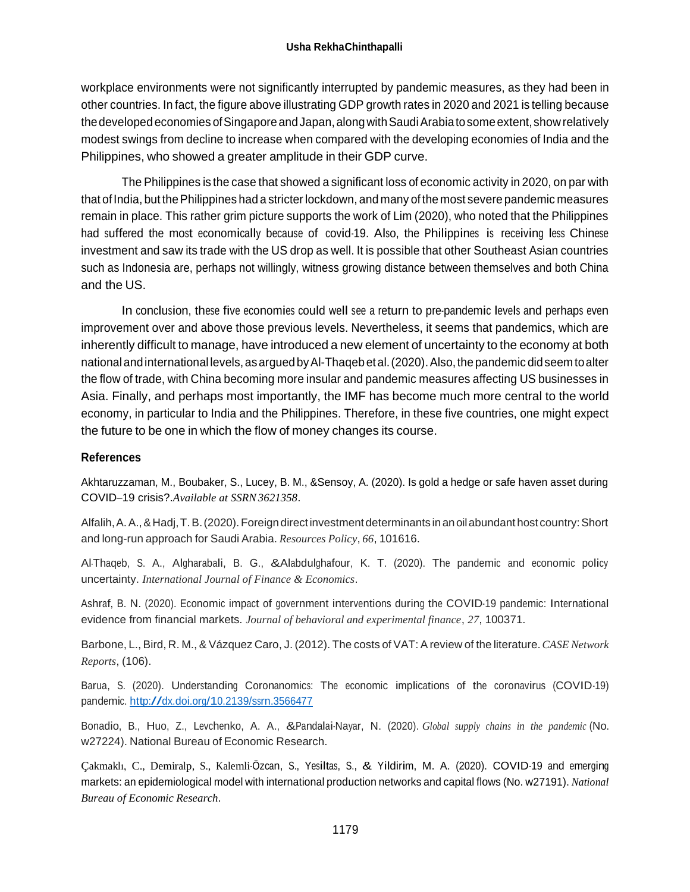workplace environments were not significantly interrupted by pandemic measures, as they had been in other countries. In fact, the figure above illustrating GDP growth rates in 2020 and 2021 is telling because the developed economies of Singapore and Japan, along with Saudi Arabia to some extent, show relatively modest swings from decline to increase when compared with the developing economies of India and the Philippines, who showed a greater amplitude in their GDP curve.

The Philippines is the case that showed a significant loss of economic activity in 2020, on par with that of India, but the Philippines had a stricter lockdown, and many of the most severe pandemic measures remain in place. This rather grim picture supports the work of Lim (2020), who noted that the Philippines had suffered the most economically because of covid-19. Also, the Philippines is receiving less Chinese investment and saw its trade with the US drop as well. It is possible that other Southeast Asian countries such as Indonesia are, perhaps not willingly, witness growing distance between themselves and both China and the US.

In conclusion, these five economies could well see a return to pre-pandemic levels and perhaps even improvement over and above those previous levels. Nevertheless, it seems that pandemics, which are inherently difficult to manage, have introduced a new element of uncertainty to the economy at both national and international levels, as argued by Al-Thaqeb et al. (2020). Also, the pandemic did seem to alter the flow of trade, with China becoming more insular and pandemic measures affecting US businesses in Asia. Finally, and perhaps most importantly, the IMF has become much more central to the world economy, in particular to India and the Philippines. Therefore, in these five countries, one might expect the future to be one in which the flow of money changes its course.

## References

Akhtaruzzaman, M., Boubaker, S., Lucey, B. M., &Sensoy, A. (2020). Is gold a hedge or safe haven asset during COVID–19 crisis?.*Available at SSRN 3621358*.

Alfalih, A. A., & Hadj, T. B. (2020). Foreign direct investment determinants in an oil abundant host country: Short and long-run approach for Saudi Arabia. *Resources Policy*, *66*, 101616.

Al-Thaqeb, S. A., Algharabali, B. G., &Alabdulghafour, K. T. (2020). The pandemic and economic policy uncertainty. *International Journal of Finance & Economics*.

Ashraf, B. N. (2020). Economic impact of government interventions during the COVID-19 pandemic: International evidence from financial markets. *Journal of behavioral and experimental finance*, *27*, 100371.

Barbone, L., Bird, R. M., & Vázquez Caro, J. (2012). The costs of VAT: A review of the literature. *CASE Network Reports*, (106).

Barua, S. (2020). Understanding Coronanomics: The economic implications of the coronavirus (COVID-19) pandemic. http://dx.doi.org/10.2139/ssrn.3566477

Bonadio, B., Huo, Z., Levchenko, A. A., &Pandalai-Nayar, N. (2020). *Global supply chains in the pandemic* (No. w27224). National Bureau of Economic Research.

Çakmaklı, C., Demiralp, S., Kalemli-Özcan, S., Yesiltas, S., & Yildirim, M. A. (2020). COVID-19 and emerging markets: an epidemiological model with international production networks and capital flows (No. w27191). *National Bureau of Economic Research*.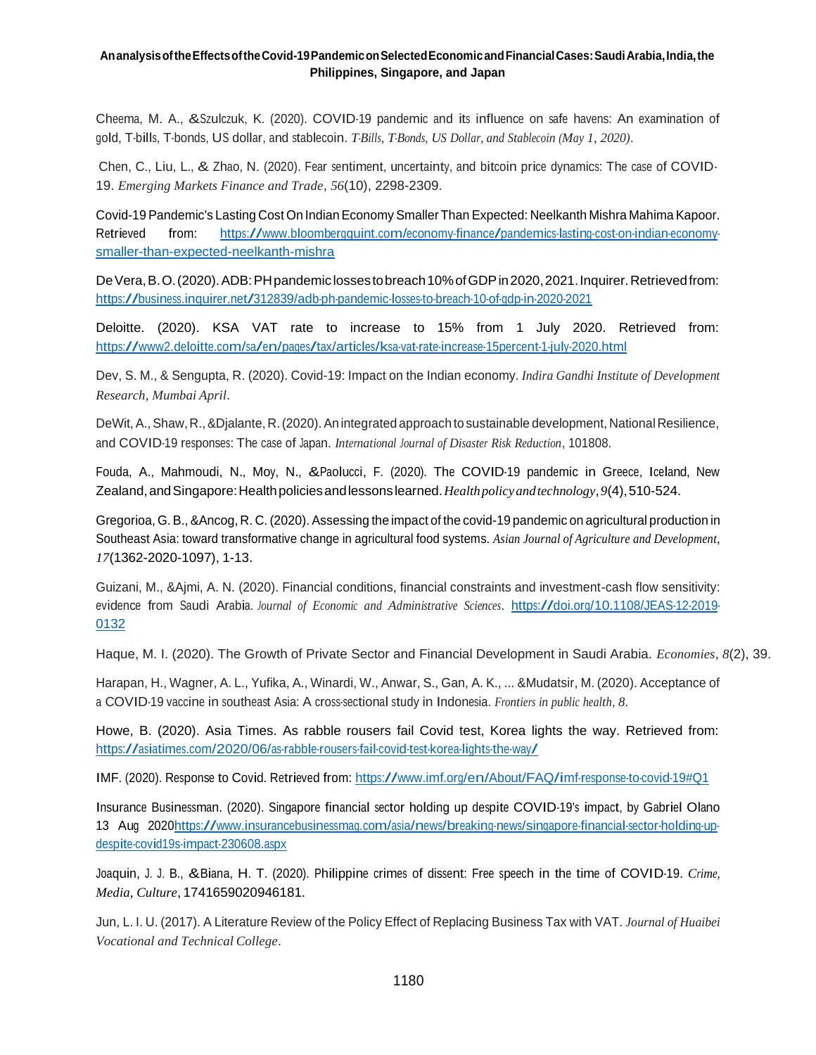Cheema, M. A., &Szulczuk, K. (2020). COVID-19 pandemic and its influence on safe havens: An examination of gold, T-bills, T-bonds, US dollar, and stablecoin. *T-Bills, T-Bonds, US Dollar, and Stablecoin (May 1, 2020)*.

Chen, C., Liu, L., & Zhao, N. (2020). Fear sentiment, uncertainty, and bitcoin price dynamics: The case of COVID-19. *Emerging Markets Finance and Trade*, *56*(10), 2298-2309.

Covid-19 Pandemic's Lasting Cost On Indian Economy Smaller Than Expected: Neelkanth Mishra Mahima Kapoor. Retrieved from: https://www.bloombergquint.com/economy-finance/pandemics-lasting-cost-on-indian-economy-smaller-than-expected-neelkanth-mishra

De Vera, B. O. (2020). ADB: PH pandemic losses to breach 10% of GDP in 2020, 2021. Inquirer. Retrieved from: https://business.inquirer.net/312839/adb-ph-pandemic-losses-to-breach-10-of-gdp-in-2020-2021

Deloitte. (2020). KSA VAT rate to increase to 15% from 1 July 2020. Retrieved from: https://www2.deloitte.com/sa/en/pages/tax/articles/ksa-vat-rate-increase-15percent-1-july-2020.html

Dev, S. M., & Sengupta, R. (2020). Covid-19: Impact on the Indian economy. *Indira Gandhi Institute of Development Research, Mumbai April*.

DeWit, A., Shaw, R., &Djalante, R. (2020). An integrated approach to sustainable development, National Resilience, and COVID-19 responses: The case of Japan. *International Journal of Disaster Risk Reduction*, 101808.

Fouda, A., Mahmoudi, N., Moy, N., &Paolucci, F. (2020). The COVID-19 pandemic in Greece, Iceland, New Zealand, and Singapore: Health policies and lessons learned. *Health policy and technology*, *9*(4), 510-524.

Gregorioa, G. B., &Ancog, R. C. (2020). Assessing the impact of the covid-19 pandemic on agricultural production in Southeast Asia: toward transformative change in agricultural food systems. *Asian Journal of Agriculture and Development*, *17*(1362-2020-1097), 1-13.

Guizani, M., &Ajmi, A. N. (2020). Financial conditions, financial constraints and investment-cash flow sensitivity: evidence from Saudi Arabia. *Journal of Economic and Administrative Sciences*. https://doi.org/10.1108/JEAS-12-2019-0132

Haque, M. I. (2020). The Growth of Private Sector and Financial Development in Saudi Arabia. *Economies*, *8*(2), 39.

Harapan, H., Wagner, A. L., Yufika, A., Winardi, W., Anwar, S., Gan, A. K., ... &Mudatsir, M. (2020). Acceptance of a COVID-19 vaccine in southeast Asia: A cross-sectional study in Indonesia. *Frontiers in public health*, *8*.

Howe, B. (2020). Asia Times. As rabble rousers fail Covid test, Korea lights the way. Retrieved from: https://asiatimes.com/2020/06/as-rabble-rousers-fail-covid-test-korea-lights-the-way/

IMF. (2020). Response to Covid. Retrieved from: https://www.imf.org/en/About/FAQ/imf-response-to-covid-19#Q1

Insurance Businessman. (2020). Singapore financial sector holding up despite COVID-19's impact, by Gabriel Olano 13 Aug 2020https://www.insurancebusinessmag.com/asia/news/breaking-news/singapore-financial-sector-holding-up-despite-covid19s-impact-230608.aspx

Joaquin, J. J. B., &Biana, H. T. (2020). Philippine crimes of dissent: Free speech in the time of COVID-19. *Crime, Media, Culture*, 1741659020946181.

Jun, L. I. U. (2017). A Literature Review of the Policy Effect of Replacing Business Tax with VAT. *Journal of Huaibei Vocational and Technical College*.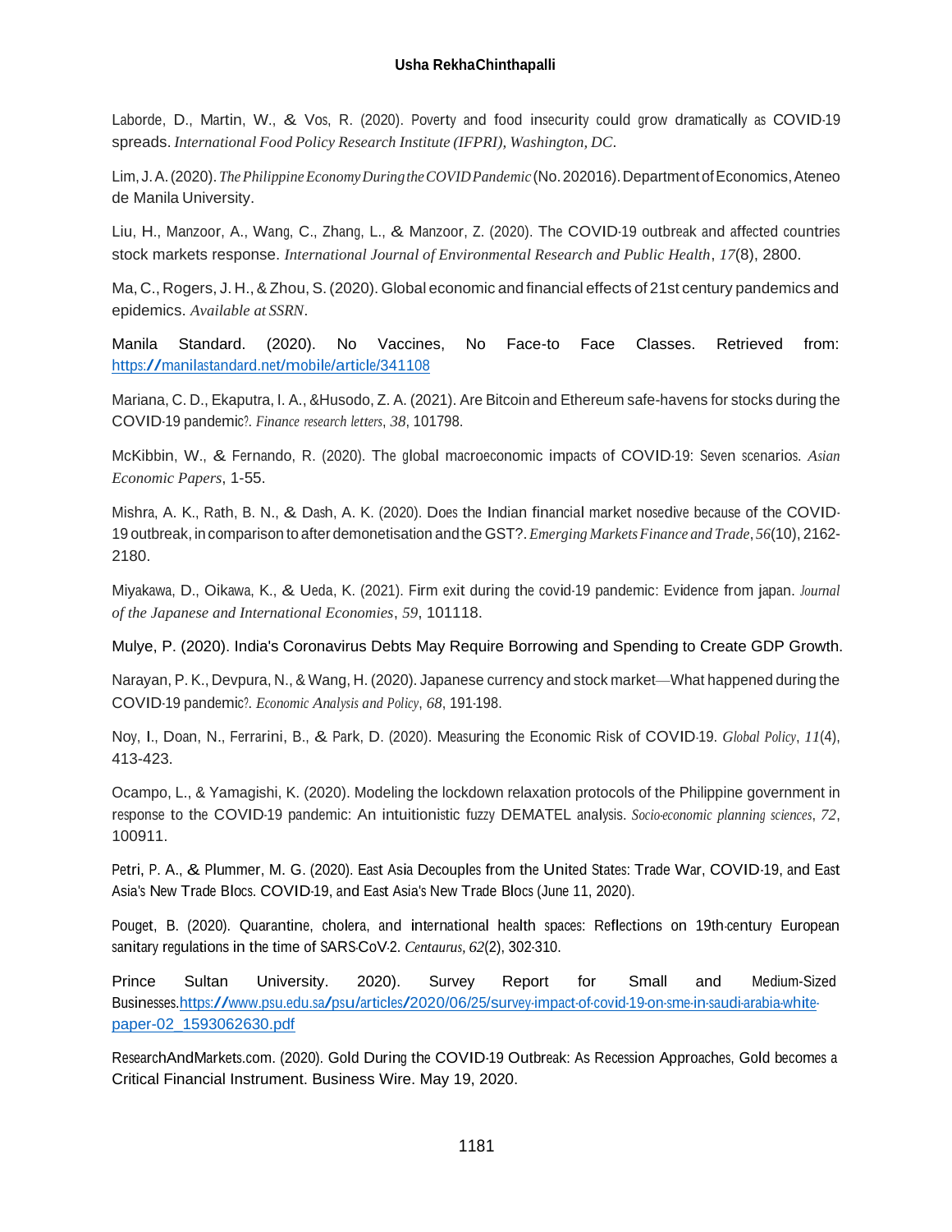Laborde, D., Martin, W., & Vos, R. (2020). Poverty and food insecurity could grow dramatically as COVID-19 spreads. *International Food Policy Research Institute (IFPRI), Washington, DC.*

Lim, J. A. (2020). *The Philippine Economy During the COVID Pandemic* (No. 202016). Department of Economics, Ateneo de Manila University.

Liu, H., Manzoor, A., Wang, C., Zhang, L., & Manzoor, Z. (2020). The COVID-19 outbreak and affected countries stock markets response. *International Journal of Environmental Research and Public Health*, *17*(8), 2800.

Ma, C., Rogers, J. H., & Zhou, S. (2020). Global economic and financial effects of 21st century pandemics and epidemics. *Available at SSRN*.

Manila Standard. (2020). No Vaccines, No Face-to Face Classes. Retrieved from: https://manilastandard.net/mobile/article/341108

Mariana, C. D., Ekaputra, I. A., &Husodo, Z. A. (2021). Are Bitcoin and Ethereum safe-havens for stocks during the COVID-19 pandemic?. *Finance research letters*, *38*, 101798.

McKibbin, W., & Fernando, R. (2020). The global macroeconomic impacts of COVID-19: Seven scenarios. *Asian Economic Papers*, 1-55.

Mishra, A. K., Rath, B. N., & Dash, A. K. (2020). Does the Indian financial market nosedive because of the COVID-19 outbreak, in comparison to after demonetisation and the GST?. *Emerging Markets Finance and Trade*, *56*(10), 2162-2180.

Miyakawa, D., Oikawa, K., & Ueda, K. (2021). Firm exit during the covid-19 pandemic: Evidence from japan. *Journal of the Japanese and International Economies*, *59*, 101118.

Mulye, P. (2020). India's Coronavirus Debts May Require Borrowing and Spending to Create GDP Growth.

Narayan, P. K., Devpura, N., & Wang, H. (2020). Japanese currency and stock market—What happened during the COVID-19 pandemic?. *Economic Analysis and Policy*, *68*, 191-198.

Noy, I., Doan, N., Ferrarini, B., & Park, D. (2020). Measuring the Economic Risk of COVID-19. *Global Policy*, *11*(4), 413-423.

Ocampo, L., & Yamagishi, K. (2020). Modeling the lockdown relaxation protocols of the Philippine government in response to the COVID-19 pandemic: An intuitionistic fuzzy DEMATEL analysis. *Socio-economic planning sciences*, *72*, 100911.

Petri, P. A., & Plummer, M. G. (2020). East Asia Decouples from the United States: Trade War, COVID-19, and East Asia's New Trade Blocs. COVID-19, and East Asia's New Trade Blocs (June 11, 2020).

Pouget, B. (2020). Quarantine, cholera, and international health spaces: Reflections on 19th-century European sanitary regulations in the time of SARS-CoV-2. *Centaurus*, *62*(2), 302-310.

Prince Sultan University. 2020). Survey Report for Small and Medium-Sized Businesses. https://www.psu.edu.sa/psu/articles/2020/06/25/survey-impact-of-covid-19-on-sme-in-saudi-arabia-white-paper-02_1593062630.pdf

ResearchAndMarkets.com. (2020). Gold During the COVID-19 Outbreak: As Recession Approaches, Gold becomes a Critical Financial Instrument. Business Wire. May 19, 2020.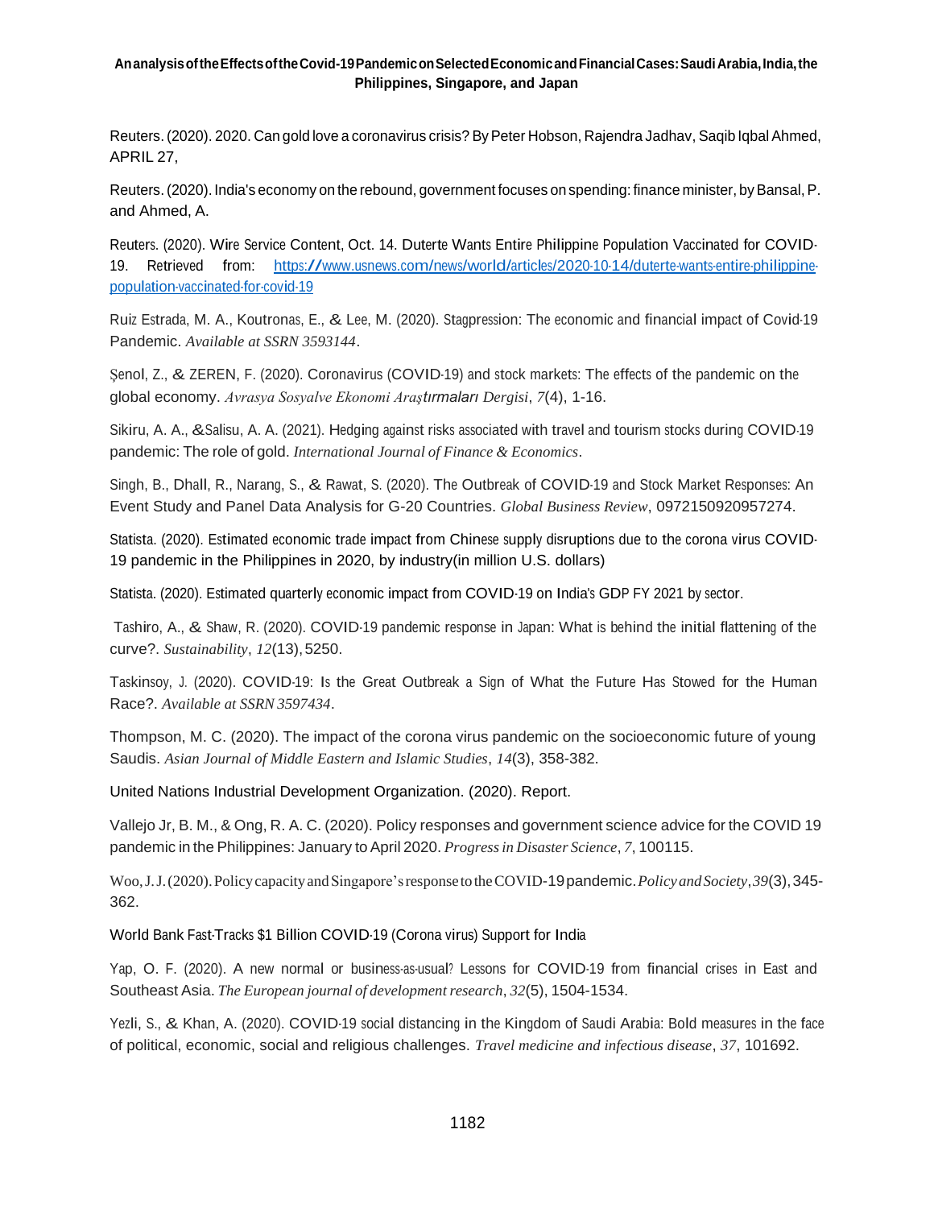Reuters. (2020). 2020. Can gold love a coronavirus crisis? By Peter Hobson, Rajendra Jadhav, Saqib Iqbal Ahmed, APRIL 27,

Reuters. (2020). India's economy on the rebound, government focuses on spending: finance minister, by Bansal, P. and Ahmed, A.

Reuters. (2020). Wire Service Content, Oct. 14. Duterte Wants Entire Philippine Population Vaccinated for COVID-19. Retrieved from: [https://www.usnews.com/news/world/articles/2020-10-14/duterte-wants-entire-philippine-population-vaccinated-for-covid-19](https://www.usnews.com/news/world/articles/2020-10-14/duterte-wants-entire-philippine-population-vaccinated-for-covid-19)

Ruiz Estrada, M. A., Koutronas, E., & Lee, M. (2020). Stagpression: The economic and financial impact of Covid-19 Pandemic. *Available at SSRN 3593144*.

Şenol, Z., & ZEREN, F. (2020). Coronavirus (COVID-19) and stock markets: The effects of the pandemic on the global economy. *Avrasya Sosyalve Ekonomi Araştırmaları Dergisi*, *7*(4), 1-16.

Sikiru, A. A., &Salisu, A. A. (2021). Hedging against risks associated with travel and tourism stocks during COVID-19 pandemic: The role of gold. *International Journal of Finance & Economics*.

Singh, B., Dhall, R., Narang, S., & Rawat, S. (2020). The Outbreak of COVID-19 and Stock Market Responses: An Event Study and Panel Data Analysis for G-20 Countries. *Global Business Review*, 0972150920957274.

Statista. (2020). Estimated economic trade impact from Chinese supply disruptions due to the corona virus COVID-19 pandemic in the Philippines in 2020, by industry(in million U.S. dollars)

Statista. (2020). Estimated quarterly economic impact from COVID-19 on India's GDP FY 2021 by sector.

Tashiro, A., & Shaw, R. (2020). COVID-19 pandemic response in Japan: What is behind the initial flattening of the curve?. *Sustainability*, *12*(13), 5250.

Taskinsoy, J. (2020). COVID-19: Is the Great Outbreak a Sign of What the Future Has Stowed for the Human Race?. *Available at SSRN 3597434*.

Thompson, M. C. (2020). The impact of the corona virus pandemic on the socioeconomic future of young Saudis. *Asian Journal of Middle Eastern and Islamic Studies*, *14*(3), 358-382.

United Nations Industrial Development Organization. (2020). Report.

Vallejo Jr, B. M., & Ong, R. A. C. (2020). Policy responses and government science advice for the COVID 19 pandemic in the Philippines: January to April 2020. *Progress in Disaster Science*, *7*, 100115.

Woo, J. J. (2020). Policy capacity and Singapore's response to the COVID-19 pandemic. *Policy and Society*, *39*(3), 345-362.

World Bank Fast-Tracks $1 Billion COVID-19 (Corona virus) Support for India

Yap, O. F. (2020). A new normal or business-as-usual? Lessons for COVID-19 from financial crises in East and Southeast Asia. *The European journal of development research*, *32*(5), 1504-1534.

Yezli, S., & Khan, A. (2020). COVID-19 social distancing in the Kingdom of Saudi Arabia: Bold measures in the face of political, economic, social and religious challenges. *Travel medicine and infectious disease*, *37*, 101692.